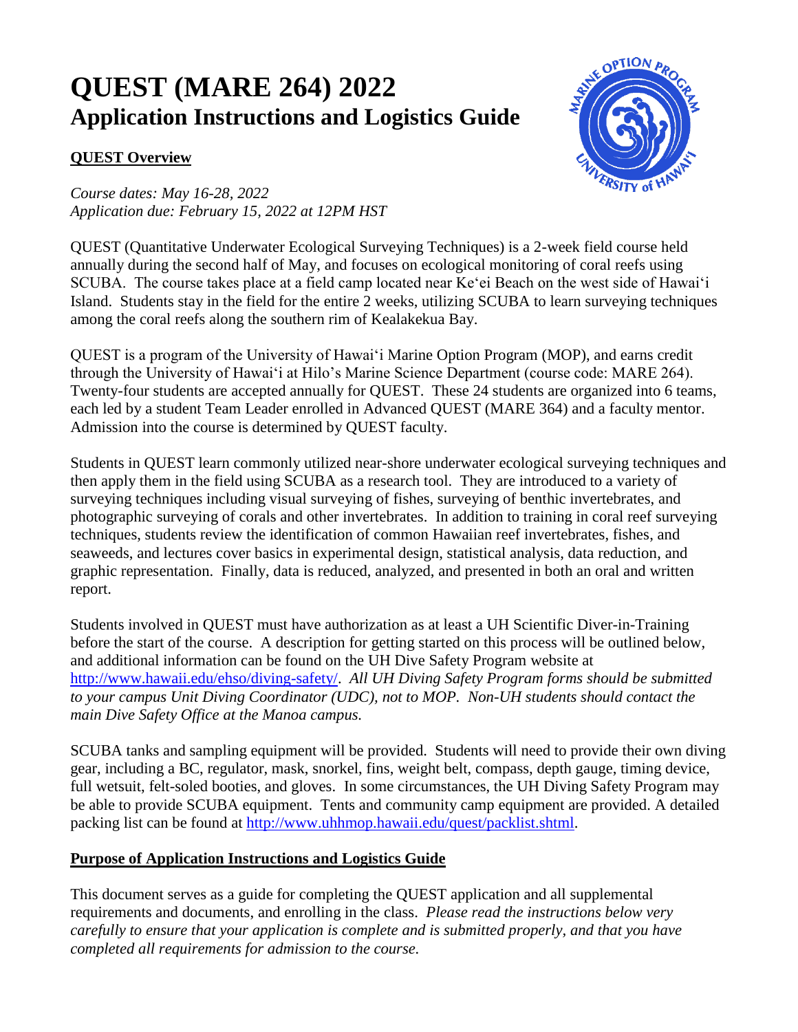# QUEST (MARE 264) 2022
## Application Instructions and Logistics Guide

### QUEST Overview

*Course dates: May 16-28, 2022*
*Application due: February 15, 2022 at 12PM HST*

QUEST (Quantitative Underwater Ecological Surveying Techniques) is a 2-week field course held annually during the second half of May, and focuses on ecological monitoring of coral reefs using SCUBA. The course takes place at a field camp located near Ke'ei Beach on the west side of Hawai'i Island. Students stay in the field for the entire 2 weeks, utilizing SCUBA to learn surveying techniques among the coral reefs along the southern rim of Kealakekua Bay.

QUEST is a program of the University of Hawai'i Marine Option Program (MOP), and earns credit through the University of Hawai'i at Hilo's Marine Science Department (course code: MARE 264). Twenty-four students are accepted annually for QUEST. These 24 students are organized into 6 teams, each led by a student Team Leader enrolled in Advanced QUEST (MARE 364) and a faculty mentor. Admission into the course is determined by QUEST faculty.

Students in QUEST learn commonly utilized near-shore underwater ecological surveying techniques and then apply them in the field using SCUBA as a research tool. They are introduced to a variety of surveying techniques including visual surveying of fishes, surveying of benthic invertebrates, and photographic surveying of corals and other invertebrates. In addition to training in coral reef surveying techniques, students review the identification of common Hawaiian reef invertebrates, fishes, and seaweeds, and lectures cover basics in experimental design, statistical analysis, data reduction, and graphic representation. Finally, data is reduced, analyzed, and presented in both an oral and written report.

Students involved in QUEST must have authorization as at least a UH Scientific Diver-in-Training before the start of the course. A description for getting started on this process will be outlined below, and additional information can be found on the UH Dive Safety Program website at http://www.hawaii.edu/ehso/diving-safety/. *All UH Diving Safety Program forms should be submitted to your campus Unit Diving Coordinator (UDC), not to MOP. Non-UH students should contact the main Dive Safety Office at the Manoa campus.*

SCUBA tanks and sampling equipment will be provided. Students will need to provide their own diving gear, including a BC, regulator, mask, snorkel, fins, weight belt, compass, depth gauge, timing device, full wetsuit, felt-soled booties, and gloves. In some circumstances, the UH Diving Safety Program may be able to provide SCUBA equipment. Tents and community camp equipment are provided. A detailed packing list can be found at http://www.uhhmop.hawaii.edu/quest/packlist.shtml.

### Purpose of Application Instructions and Logistics Guide

This document serves as a guide for completing the QUEST application and all supplemental requirements and documents, and enrolling in the class. *Please read the instructions below very carefully to ensure that your application is complete and is submitted properly, and that you have completed all requirements for admission to the course.*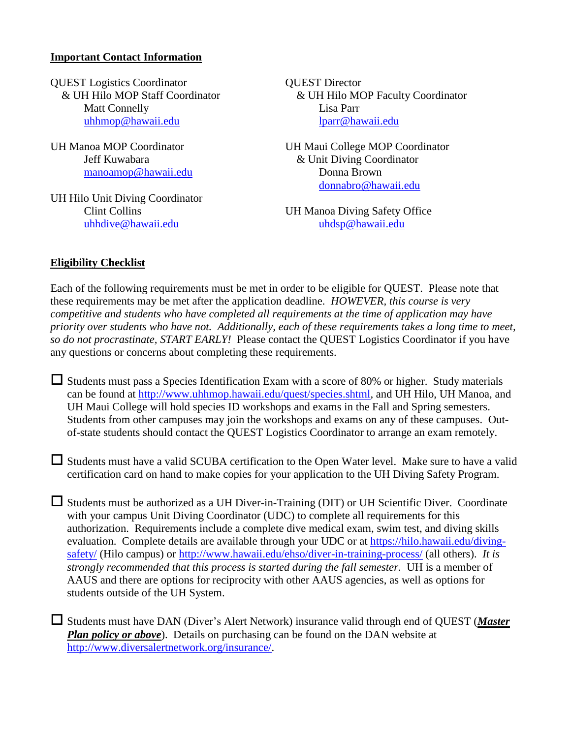## Important Contact Information

QUEST Logistics Coordinator
& UH Hilo MOP Staff Coordinator
Matt Connelly
uhhmop@hawaii.edu

QUEST Director
& UH Hilo MOP Faculty Coordinator
Lisa Parr
lparr@hawaii.edu

UH Manoa MOP Coordinator
Jeff Kuwabara
manoamop@hawaii.edu

UH Maui College MOP Coordinator
& Unit Diving Coordinator
Donna Brown
donnabro@hawaii.edu

UH Hilo Unit Diving Coordinator
Clint Collins
uhhdive@hawaii.edu

UH Manoa Diving Safety Office
uhdsp@hawaii.edu

## Eligibility Checklist

Each of the following requirements must be met in order to be eligible for QUEST. Please note that these requirements may be met after the application deadline. *HOWEVER, this course is very competitive and students who have completed all requirements at the time of application may have priority over students who have not. Additionally, each of these requirements takes a long time to meet, so do not procrastinate, START EARLY!* Please contact the QUEST Logistics Coordinator if you have any questions or concerns about completing these requirements.

- ☐ Students must pass a Species Identification Exam with a score of 80% or higher. Study materials can be found at http://www.uhhmop.hawaii.edu/quest/species.shtml, and UH Hilo, UH Manoa, and UH Maui College will hold species ID workshops and exams in the Fall and Spring semesters. Students from other campuses may join the workshops and exams on any of these campuses. Out-of-state students should contact the QUEST Logistics Coordinator to arrange an exam remotely.

- ☐ Students must have a valid SCUBA certification to the Open Water level. Make sure to have a valid certification card on hand to make copies for your application to the UH Diving Safety Program.

- ☐ Students must be authorized as a UH Diver-in-Training (DIT) or UH Scientific Diver. Coordinate with your campus Unit Diving Coordinator (UDC) to complete all requirements for this authorization. Requirements include a complete dive medical exam, swim test, and diving skills evaluation. Complete details are available through your UDC or at https://hilo.hawaii.edu/diving-safety/ (Hilo campus) or http://www.hawaii.edu/ehso/diver-in-training-process/ (all others). *It is strongly recommended that this process is started during the fall semester.* UH is a member of AAUS and there are options for reciprocity with other AAUS agencies, as well as options for students outside of the UH System.

- ☐ Students must have DAN (Diver's Alert Network) insurance valid through end of QUEST (***Master Plan policy or above***). Details on purchasing can be found on the DAN website at http://www.diversalertnetwork.org/insurance/.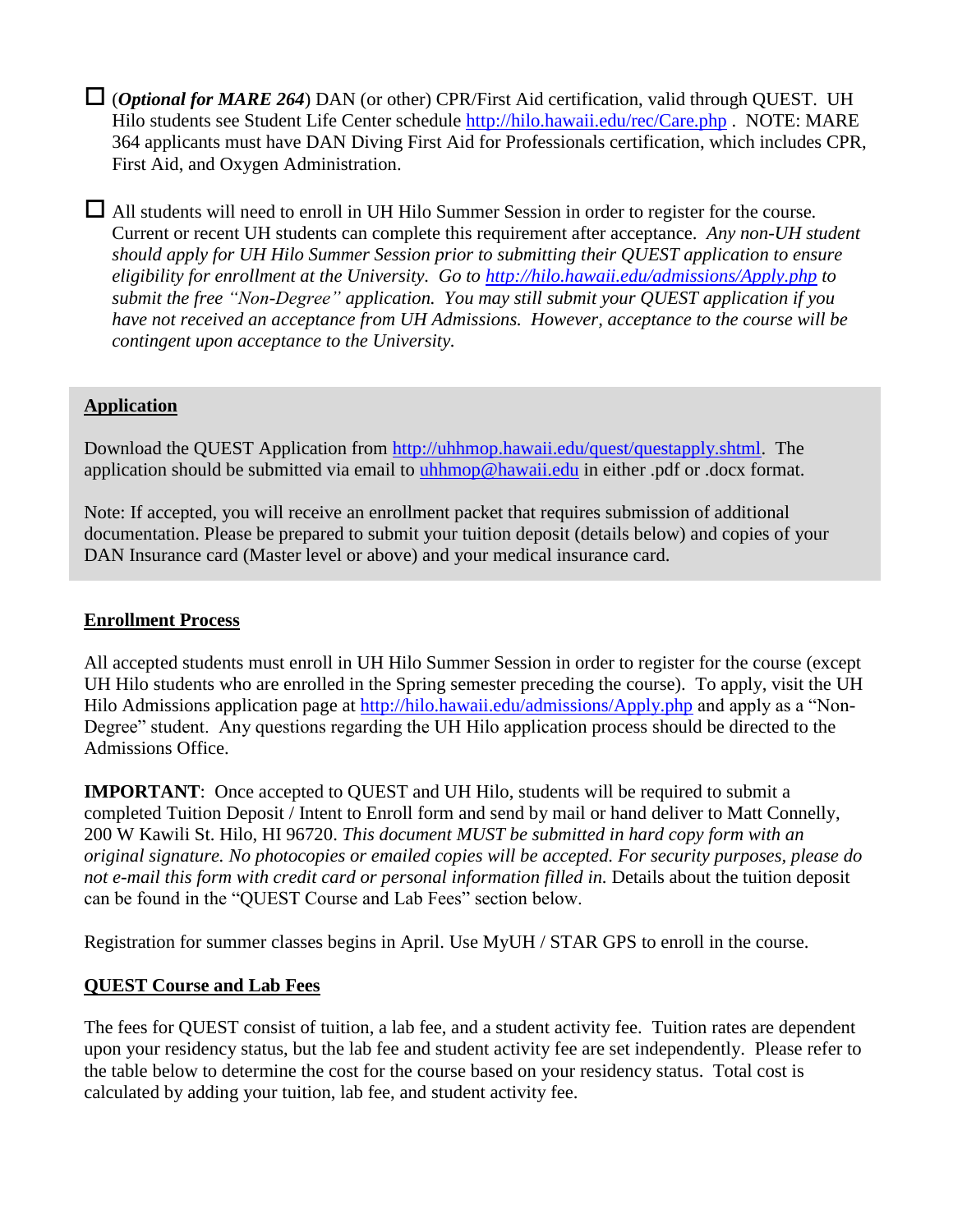- ☐ (***Optional for MARE 264***) DAN (or other) CPR/First Aid certification, valid through QUEST. UH Hilo students see Student Life Center schedule http://hilo.hawaii.edu/rec/Care.php . NOTE: MARE 364 applicants must have DAN Diving First Aid for Professionals certification, which includes CPR, First Aid, and Oxygen Administration.

- ☐ All students will need to enroll in UH Hilo Summer Session in order to register for the course. Current or recent UH students can complete this requirement after acceptance. *Any non-UH student should apply for UH Hilo Summer Session prior to submitting their QUEST application to ensure eligibility for enrollment at the University. Go to http://hilo.hawaii.edu/admissions/Apply.php to submit the free "Non-Degree" application. You may still submit your QUEST application if you have not received an acceptance from UH Admissions. However, acceptance to the course will be contingent upon acceptance to the University.*

## Application

Download the QUEST Application from http://uhhmop.hawaii.edu/quest/questapply.shtml. The application should be submitted via email to uhhmop@hawaii.edu in either .pdf or .docx format.

Note: If accepted, you will receive an enrollment packet that requires submission of additional documentation. Please be prepared to submit your tuition deposit (details below) and copies of your DAN Insurance card (Master level or above) and your medical insurance card.

## Enrollment Process

All accepted students must enroll in UH Hilo Summer Session in order to register for the course (except UH Hilo students who are enrolled in the Spring semester preceding the course). To apply, visit the UH Hilo Admissions application page at http://hilo.hawaii.edu/admissions/Apply.php and apply as a "Non-Degree" student. Any questions regarding the UH Hilo application process should be directed to the Admissions Office.

**IMPORTANT**: Once accepted to QUEST and UH Hilo, students will be required to submit a completed Tuition Deposit / Intent to Enroll form and send by mail or hand deliver to Matt Connelly, 200 W Kawili St. Hilo, HI 96720. *This document MUST be submitted in hard copy form with an original signature. No photocopies or emailed copies will be accepted. For security purposes, please do not e-mail this form with credit card or personal information filled in.* Details about the tuition deposit can be found in the "QUEST Course and Lab Fees" section below.

Registration for summer classes begins in April. Use MyUH / STAR GPS to enroll in the course.

## QUEST Course and Lab Fees

The fees for QUEST consist of tuition, a lab fee, and a student activity fee. Tuition rates are dependent upon your residency status, but the lab fee and student activity fee are set independently. Please refer to the table below to determine the cost for the course based on your residency status. Total cost is calculated by adding your tuition, lab fee, and student activity fee.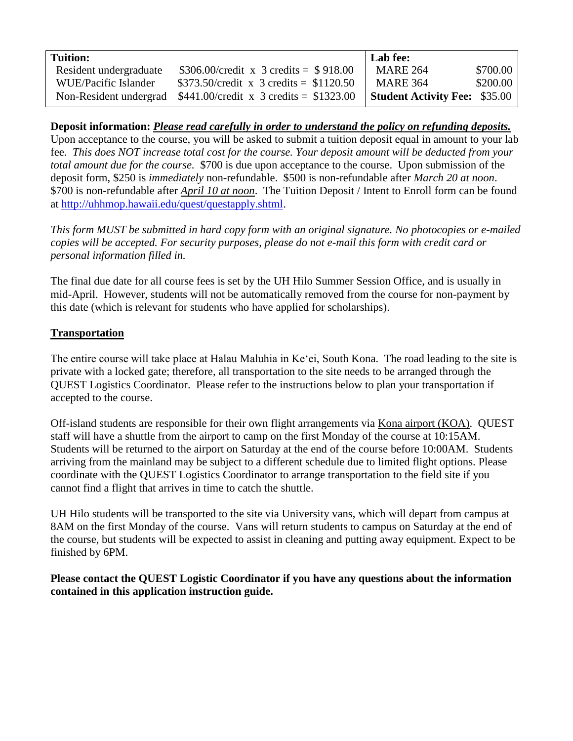| Tuition: | | Lab fee: | |
|---|---|---|---|
| Resident undergraduate | \$306.00/credit x 3 credits = \$ 918.00 | MARE 264 | \$700.00 |
| WUE/Pacific Islander | \$373.50/credit x 3 credits = \$1120.50 | MARE 364 | \$200.00 |
| Non-Resident undergrad | \$441.00/credit x 3 credits = \$1323.00 | **Student Activity Fee:** | \$35.00 |

**Deposit information:** ***Please read carefully in order to understand the policy on refunding deposits.*** Upon acceptance to the course, you will be asked to submit a tuition deposit equal in amount to your lab fee. *This does NOT increase total cost for the course. Your deposit amount will be deducted from your total amount due for the course.* \$700 is due upon acceptance to the course. Upon submission of the deposit form, \$250 is *immediately* non-refundable. \$500 is non-refundable after *March 20 at noon*. \$700 is non-refundable after ***April 10 at noon***. The Tuition Deposit / Intent to Enroll form can be found at http://uhhmop.hawaii.edu/quest/questapply.shtml.

*This form MUST be submitted in hard copy form with an original signature. No photocopies or e-mailed copies will be accepted. For security purposes, please do not e-mail this form with credit card or personal information filled in.*

The final due date for all course fees is set by the UH Hilo Summer Session Office, and is usually in mid-April. However, students will not be automatically removed from the course for non-payment by this date (which is relevant for students who have applied for scholarships).

## Transportation

The entire course will take place at Halau Maluhia in Ke'ei, South Kona. The road leading to the site is private with a locked gate; therefore, all transportation to the site needs to be arranged through the QUEST Logistics Coordinator. Please refer to the instructions below to plan your transportation if accepted to the course.

Off-island students are responsible for their own flight arrangements via Kona airport (KOA). QUEST staff will have a shuttle from the airport to camp on the first Monday of the course at 10:15AM. Students will be returned to the airport on Saturday at the end of the course before 10:00AM. Students arriving from the mainland may be subject to a different schedule due to limited flight options. Please coordinate with the QUEST Logistics Coordinator to arrange transportation to the field site if you cannot find a flight that arrives in time to catch the shuttle.

UH Hilo students will be transported to the site via University vans, which will depart from campus at 8AM on the first Monday of the course. Vans will return students to campus on Saturday at the end of the course, but students will be expected to assist in cleaning and putting away equipment. Expect to be finished by 6PM.

**Please contact the QUEST Logistic Coordinator if you have any questions about the information contained in this application instruction guide.**